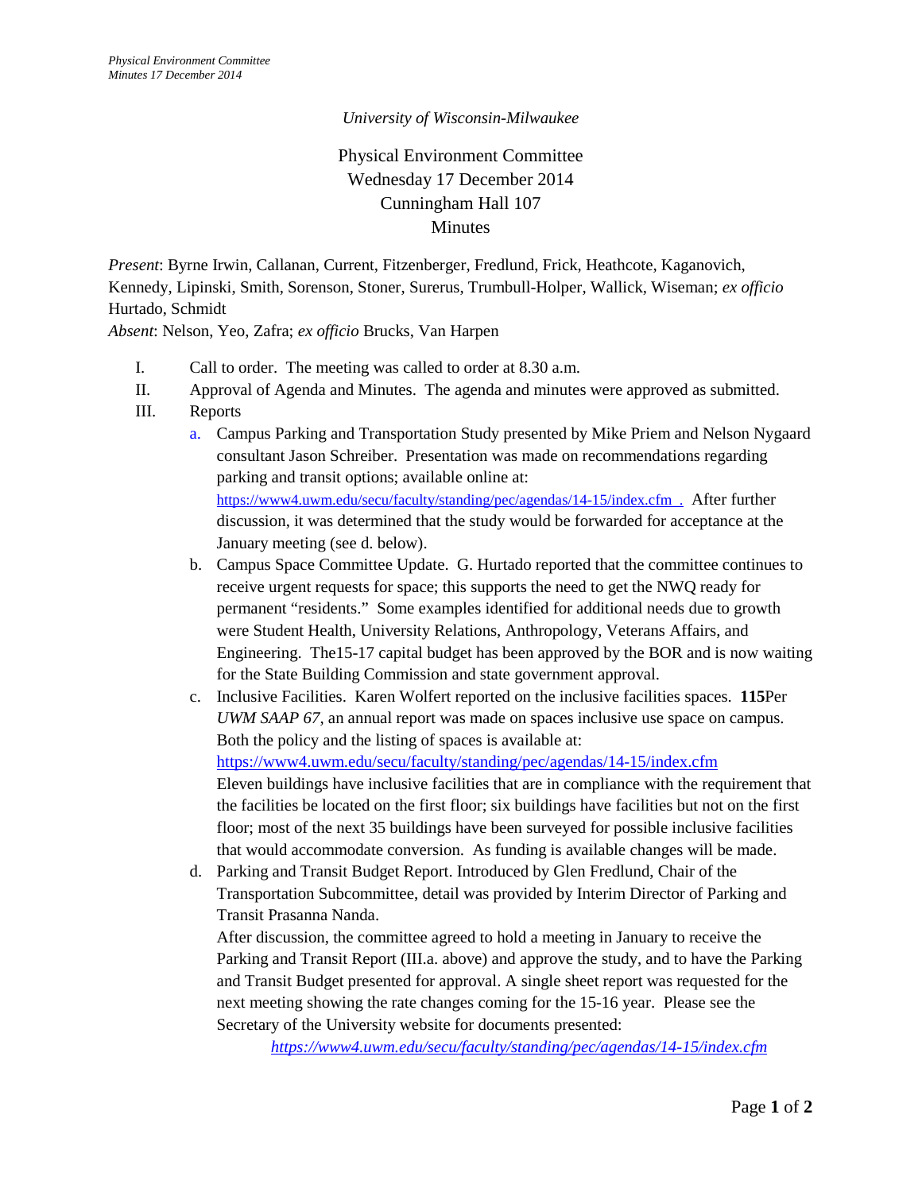*University of Wisconsin-Milwaukee*

Physical Environment Committee
Wednesday 17 December 2014
Cunningham Hall 107
Minutes

*Present*: Byrne Irwin, Callanan, Current, Fitzenberger, Fredlund, Frick, Heathcote, Kaganovich, Kennedy, Lipinski, Smith, Sorenson, Stoner, Surerus, Trumbull-Holper, Wallick, Wiseman; *ex officio* Hurtado, Schmidt
*Absent*: Nelson, Yeo, Zafra; *ex officio* Brucks, Van Harpen

I. Call to order. The meeting was called to order at 8.30 a.m.

II. Approval of Agenda and Minutes. The agenda and minutes were approved as submitted.

III. Reports

a. Campus Parking and Transportation Study presented by Mike Priem and Nelson Nygaard consultant Jason Schreiber. Presentation was made on recommendations regarding parking and transit options; available online at: https://www4.uwm.edu/secu/faculty/standing/pec/agendas/14-15/index.cfm . After further discussion, it was determined that the study would be forwarded for acceptance at the January meeting (see d. below).

b. Campus Space Committee Update. G. Hurtado reported that the committee continues to receive urgent requests for space; this supports the need to get the NWQ ready for permanent "residents." Some examples identified for additional needs due to growth were Student Health, University Relations, Anthropology, Veterans Affairs, and Engineering. The15-17 capital budget has been approved by the BOR and is now waiting for the State Building Commission and state government approval.

c. Inclusive Facilities. Karen Wolfert reported on the inclusive facilities spaces. **115**Per *UWM SAAP 67*, an annual report was made on spaces inclusive use space on campus. Both the policy and the listing of spaces is available at: https://www4.uwm.edu/secu/faculty/standing/pec/agendas/14-15/index.cfm
Eleven buildings have inclusive facilities that are in compliance with the requirement that the facilities be located on the first floor; six buildings have facilities but not on the first floor; most of the next 35 buildings have been surveyed for possible inclusive facilities that would accommodate conversion. As funding is available changes will be made.

d. Parking and Transit Budget Report. Introduced by Glen Fredlund, Chair of the Transportation Subcommittee, detail was provided by Interim Director of Parking and Transit Prasanna Nanda.
After discussion, the committee agreed to hold a meeting in January to receive the Parking and Transit Report (III.a. above) and approve the study, and to have the Parking and Transit Budget presented for approval. A single sheet report was requested for the next meeting showing the rate changes coming for the 15-16 year. Please see the Secretary of the University website for documents presented:
*https://www4.uwm.edu/secu/faculty/standing/pec/agendas/14-15/index.cfm*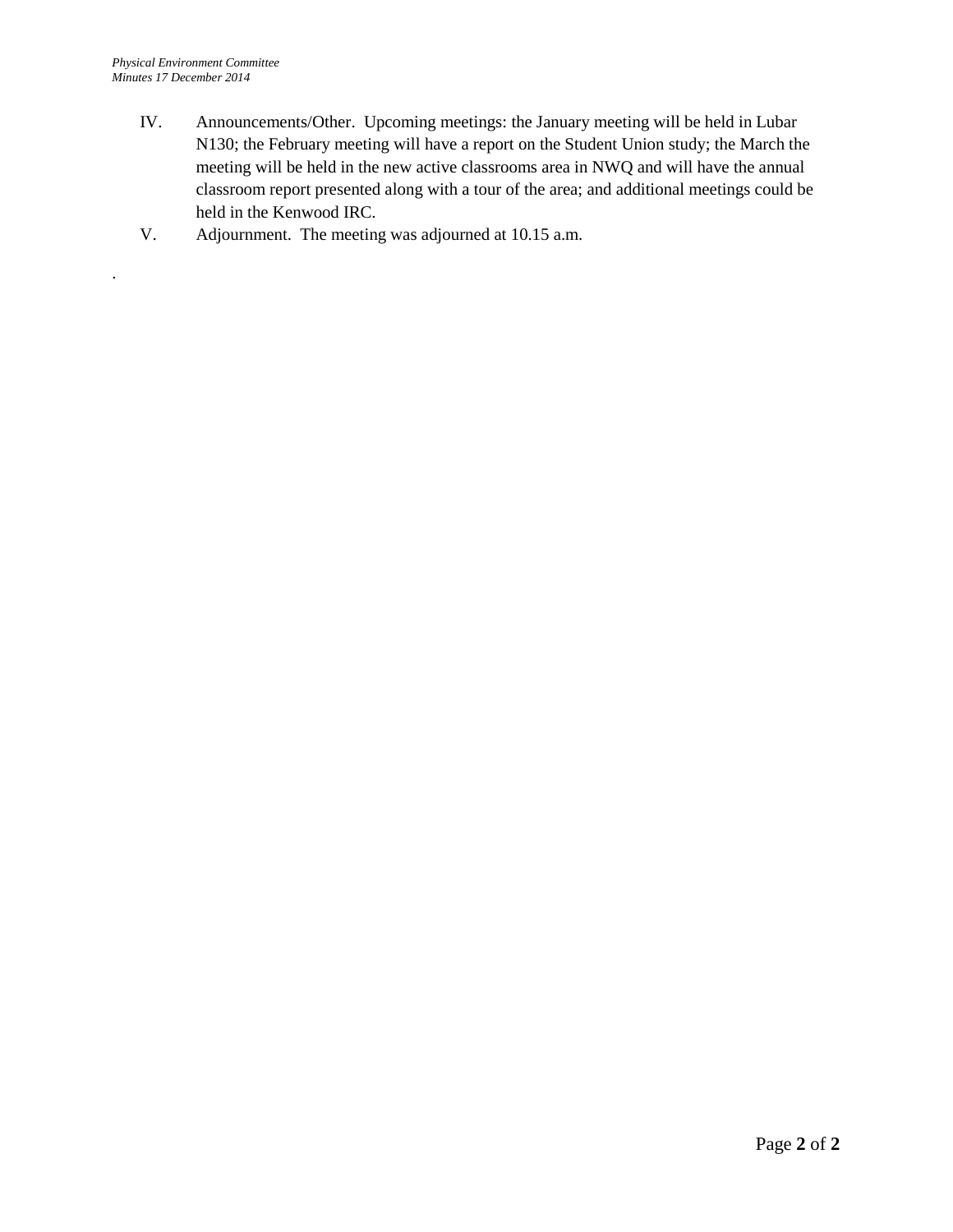IV. Announcements/Other. Upcoming meetings: the January meeting will be held in Lubar N130; the February meeting will have a report on the Student Union study; the March the meeting will be held in the new active classrooms area in NWQ and will have the annual classroom report presented along with a tour of the area; and additional meetings could be held in the Kenwood IRC.

V. Adjournment. The meeting was adjourned at 10.15 a.m.

.